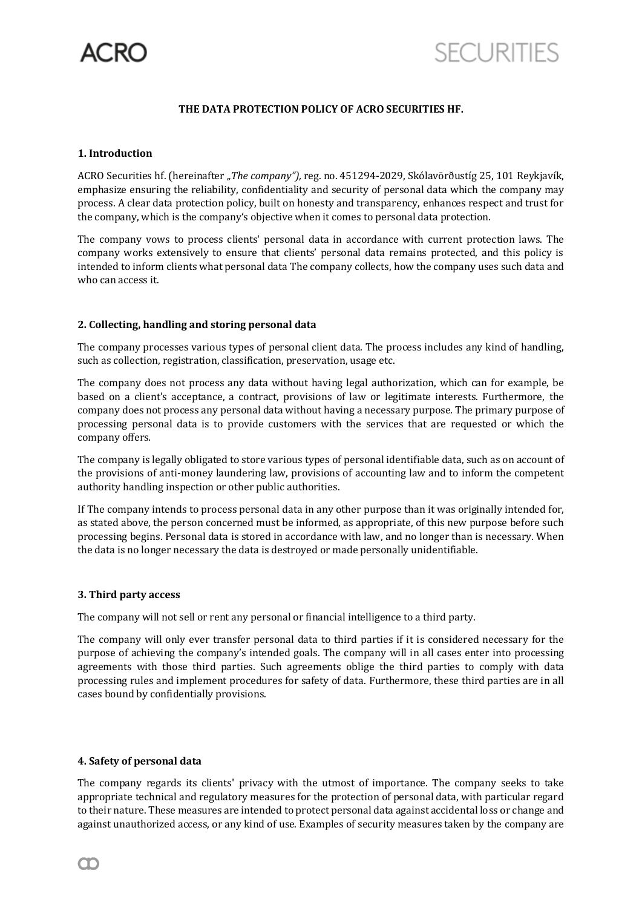# THE DATA PROTECTION POLICY OF ACRO SECURITIES HF.

## 1. Introduction

ACRO Securities hf. (hereinafter *„The company")*, reg. no. 451294-2029, Skólavörðustíg 25, 101 Reykjavík, emphasize ensuring the reliability, confidentiality and security of personal data which the company may process. A clear data protection policy, built on honesty and transparency, enhances respect and trust for the company, which is the company's objective when it comes to personal data protection.

The company vows to process clients' personal data in accordance with current protection laws. The company works extensively to ensure that clients' personal data remains protected, and this policy is intended to inform clients what personal data The company collects, how the company uses such data and who can access it.

## 2. Collecting, handling and storing personal data

The company processes various types of personal client data. The process includes any kind of handling, such as collection, registration, classification, preservation, usage etc.

The company does not process any data without having legal authorization, which can for example, be based on a client's acceptance, a contract, provisions of law or legitimate interests. Furthermore, the company does not process any personal data without having a necessary purpose. The primary purpose of processing personal data is to provide customers with the services that are requested or which the company offers.

The company is legally obligated to store various types of personal identifiable data, such as on account of the provisions of anti-money laundering law, provisions of accounting law and to inform the competent authority handling inspection or other public authorities.

If The company intends to process personal data in any other purpose than it was originally intended for, as stated above, the person concerned must be informed, as appropriate, of this new purpose before such processing begins. Personal data is stored in accordance with law, and no longer than is necessary. When the data is no longer necessary the data is destroyed or made personally unidentifiable.

## 3. Third party access

The company will not sell or rent any personal or financial intelligence to a third party.

The company will only ever transfer personal data to third parties if it is considered necessary for the purpose of achieving the company's intended goals. The company will in all cases enter into processing agreements with those third parties. Such agreements oblige the third parties to comply with data processing rules and implement procedures for safety of data. Furthermore, these third parties are in all cases bound by confidentially provisions.

## 4. Safety of personal data

The company regards its clients' privacy with the utmost of importance. The company seeks to take appropriate technical and regulatory measures for the protection of personal data, with particular regard to their nature. These measures are intended to protect personal data against accidental loss or change and against unauthorized access, or any kind of use. Examples of security measures taken by the company are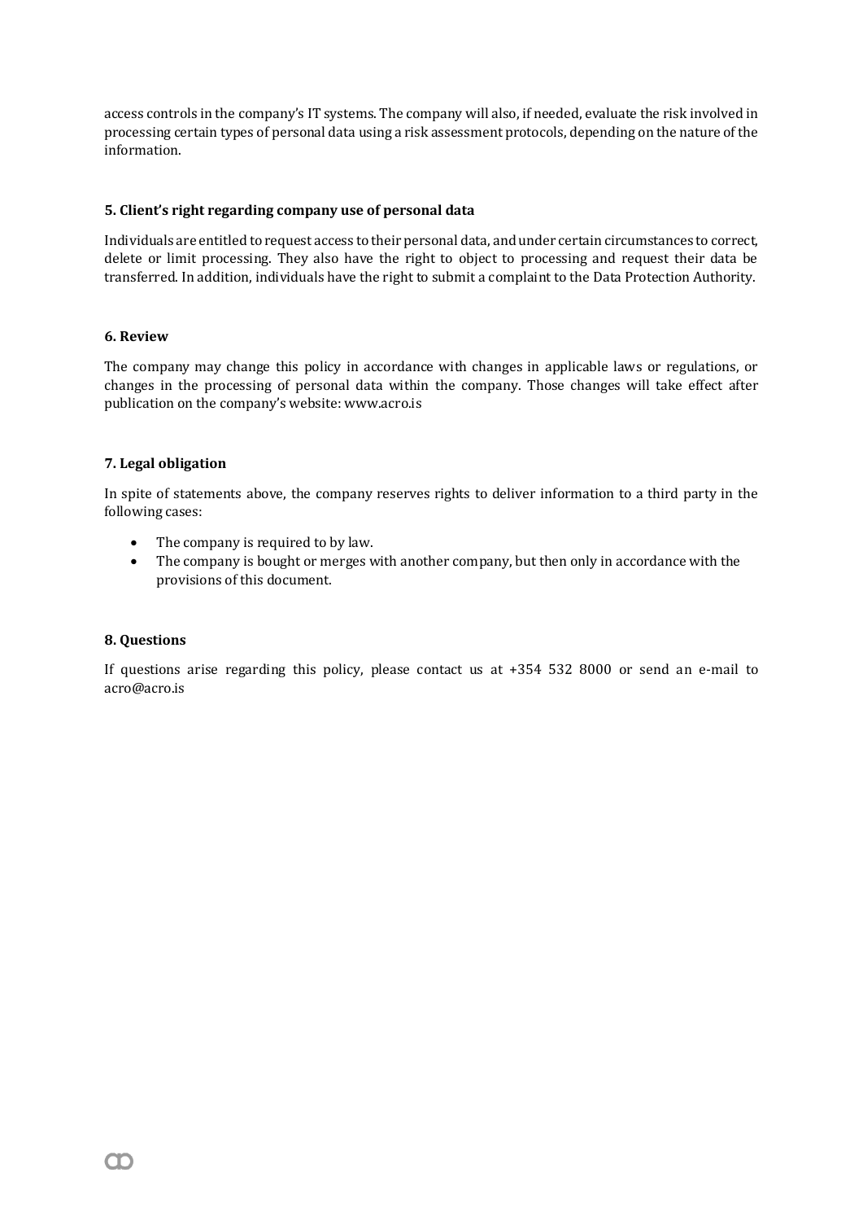access controls in the company's IT systems. The company will also, if needed, evaluate the risk involved in processing certain types of personal data using a risk assessment protocols, depending on the nature of the information.

**5. Client's right regarding company use of personal data**

Individuals are entitled to request access to their personal data, and under certain circumstances to correct, delete or limit processing. They also have the right to object to processing and request their data be transferred. In addition, individuals have the right to submit a complaint to the Data Protection Authority.

**6. Review**

The company may change this policy in accordance with changes in applicable laws or regulations, or changes in the processing of personal data within the company. Those changes will take effect after publication on the company's website: www.acro.is

**7. Legal obligation**

In spite of statements above, the company reserves rights to deliver information to a third party in the following cases:

- The company is required to by law.
- The company is bought or merges with another company, but then only in accordance with the provisions of this document.

**8. Questions**

If questions arise regarding this policy, please contact us at +354 532 8000 or send an e-mail to acro@acro.is